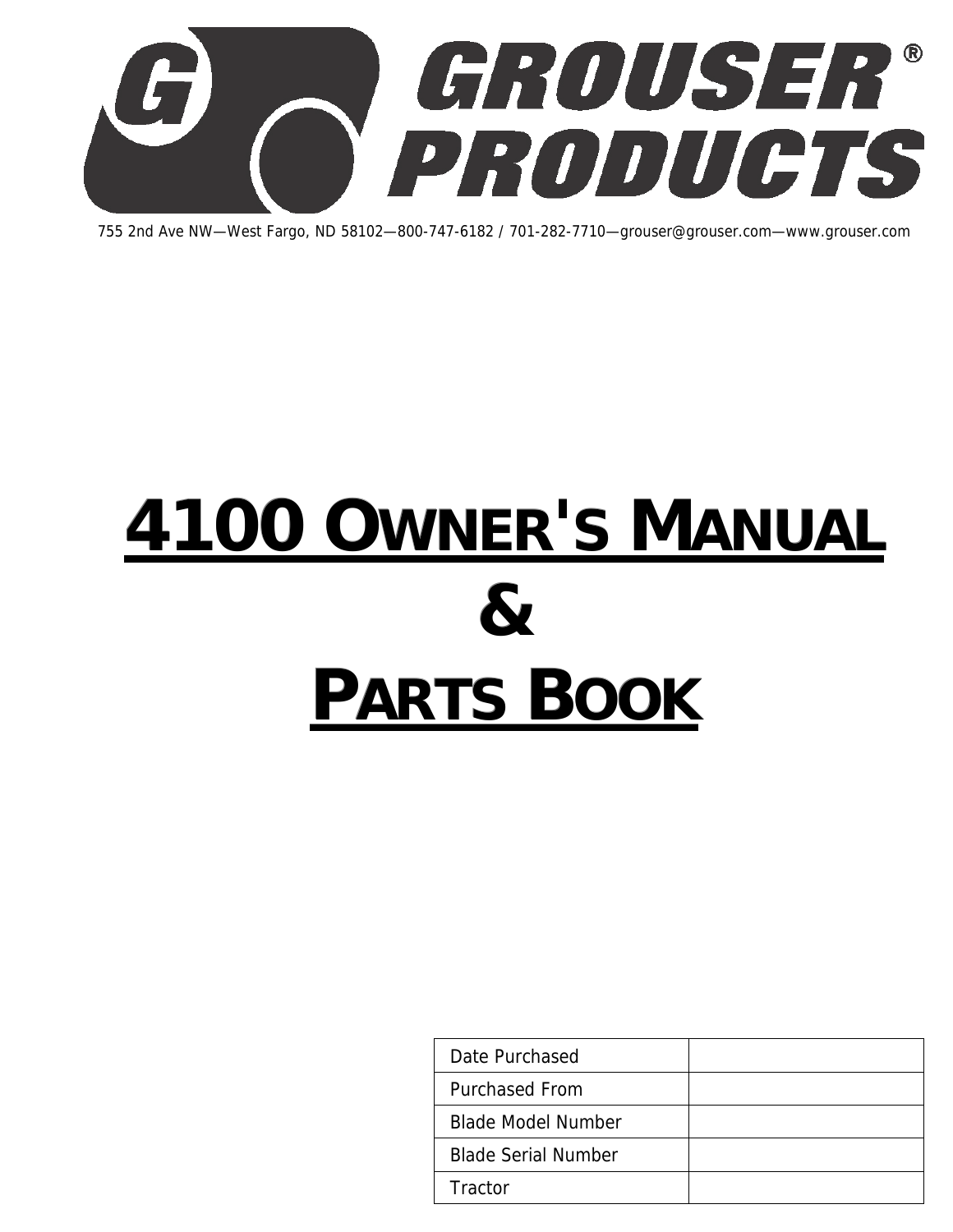# GROUSER® PRODUCTS

755 2nd Ave NW—West Fargo, ND 58102—800-747-6182 / 701-282-7710—grouser@grouser.com—www.grouser.com

# 4100 OWNER'S MANUAL & PARTS BOOK

| Date Purchased | |
|---|---|
| Purchased From | |
| Blade Model Number | |
| Blade Serial Number | |
| Tractor | |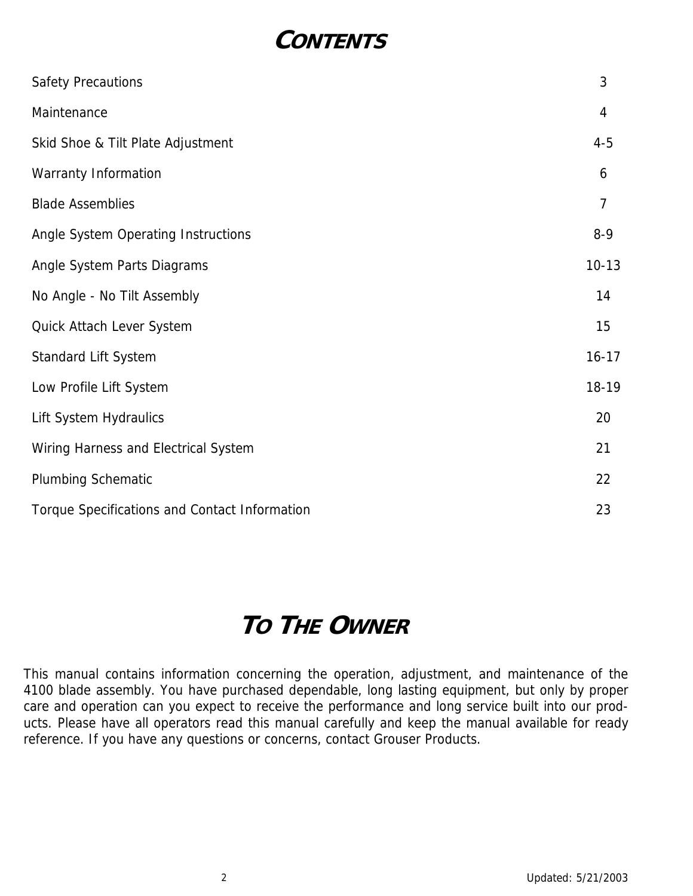# CONTENTS

| | |
|---|---|
| Safety Precautions | 3 |
| Maintenance | 4 |
| Skid Shoe & Tilt Plate Adjustment | 4-5 |
| Warranty Information | 6 |
| Blade Assemblies | 7 |
| Angle System Operating Instructions | 8-9 |
| Angle System Parts Diagrams | 10-13 |
| No Angle - No Tilt Assembly | 14 |
| Quick Attach Lever System | 15 |
| Standard Lift System | 16-17 |
| Low Profile Lift System | 18-19 |
| Lift System Hydraulics | 20 |
| Wiring Harness and Electrical System | 21 |
| Plumbing Schematic | 22 |
| Torque Specifications and Contact Information | 23 |

# TO THE OWNER

This manual contains information concerning the operation, adjustment, and maintenance of the 4100 blade assembly. You have purchased dependable, long lasting equipment, but only by proper care and operation can you expect to receive the performance and long service built into our products. Please have all operators read this manual carefully and keep the manual available for ready reference. If you have any questions or concerns, contact Grouser Products.

Updated: 5/21/2003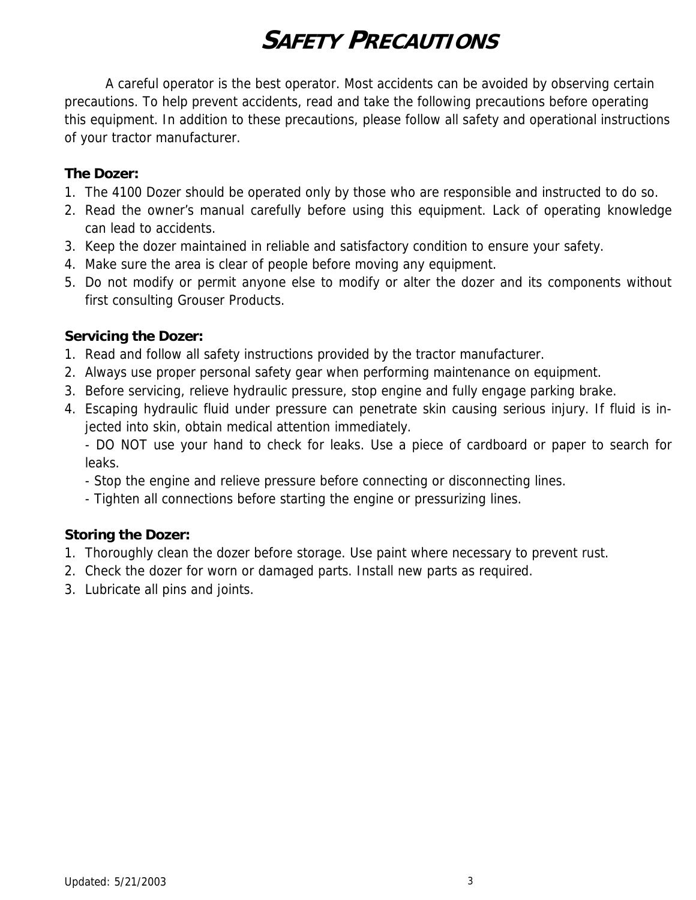# SAFETY PRECAUTIONS

A careful operator is the best operator. Most accidents can be avoided by observing certain precautions. To help prevent accidents, read and take the following precautions before operating this equipment. In addition to these precautions, please follow all safety and operational instructions of your tractor manufacturer.

**The Dozer:**

1. The 4100 Dozer should be operated only by those who are responsible and instructed to do so.
2. Read the owner's manual carefully before using this equipment. Lack of operating knowledge can lead to accidents.
3. Keep the dozer maintained in reliable and satisfactory condition to ensure your safety.
4. Make sure the area is clear of people before moving any equipment.
5. Do not modify or permit anyone else to modify or alter the dozer and its components without first consulting Grouser Products.

**Servicing the Dozer:**

1. Read and follow all safety instructions provided by the tractor manufacturer.
2. Always use proper personal safety gear when performing maintenance on equipment.
3. Before servicing, relieve hydraulic pressure, stop engine and fully engage parking brake.
4. Escaping hydraulic fluid under pressure can penetrate skin causing serious injury. If fluid is injected into skin, obtain medical attention immediately.
   - DO NOT use your hand to check for leaks. Use a piece of cardboard or paper to search for leaks.
   - Stop the engine and relieve pressure before connecting or disconnecting lines.
   - Tighten all connections before starting the engine or pressurizing lines.

**Storing the Dozer:**

1. Thoroughly clean the dozer before storage. Use paint where necessary to prevent rust.
2. Check the dozer for worn or damaged parts. Install new parts as required.
3. Lubricate all pins and joints.

Updated: 5/21/2003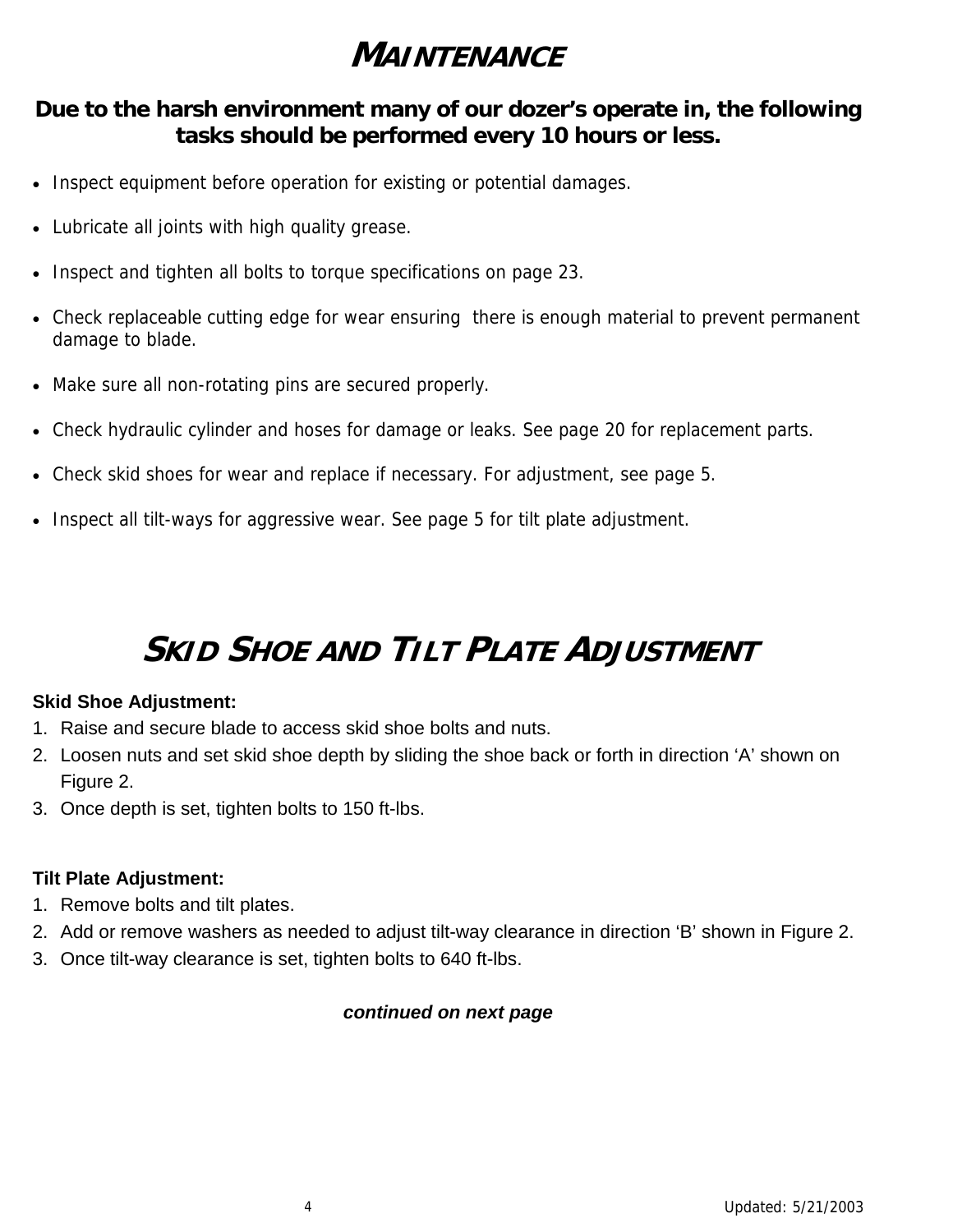# MAINTENANCE

**Due to the harsh environment many of our dozer's operate in, the following tasks should be performed every 10 hours or less.**

- Inspect equipment before operation for existing or potential damages.
- Lubricate all joints with high quality grease.
- Inspect and tighten all bolts to torque specifications on page 23.
- Check replaceable cutting edge for wear ensuring there is enough material to prevent permanent damage to blade.
- Make sure all non-rotating pins are secured properly.
- Check hydraulic cylinder and hoses for damage or leaks. See page 20 for replacement parts.
- Check skid shoes for wear and replace if necessary. For adjustment, see page 5.
- Inspect all tilt-ways for aggressive wear. See page 5 for tilt plate adjustment.

# SKID SHOE AND TILT PLATE ADJUSTMENT

**Skid Shoe Adjustment:**

1. Raise and secure blade to access skid shoe bolts and nuts.
2. Loosen nuts and set skid shoe depth by sliding the shoe back or forth in direction 'A' shown on Figure 2.
3. Once depth is set, tighten bolts to 150 ft-lbs.

**Tilt Plate Adjustment:**

1. Remove bolts and tilt plates.
2. Add or remove washers as needed to adjust tilt-way clearance in direction 'B' shown in Figure 2.
3. Once tilt-way clearance is set, tighten bolts to 640 ft-lbs.

***continued on next page***

Updated: 5/21/2003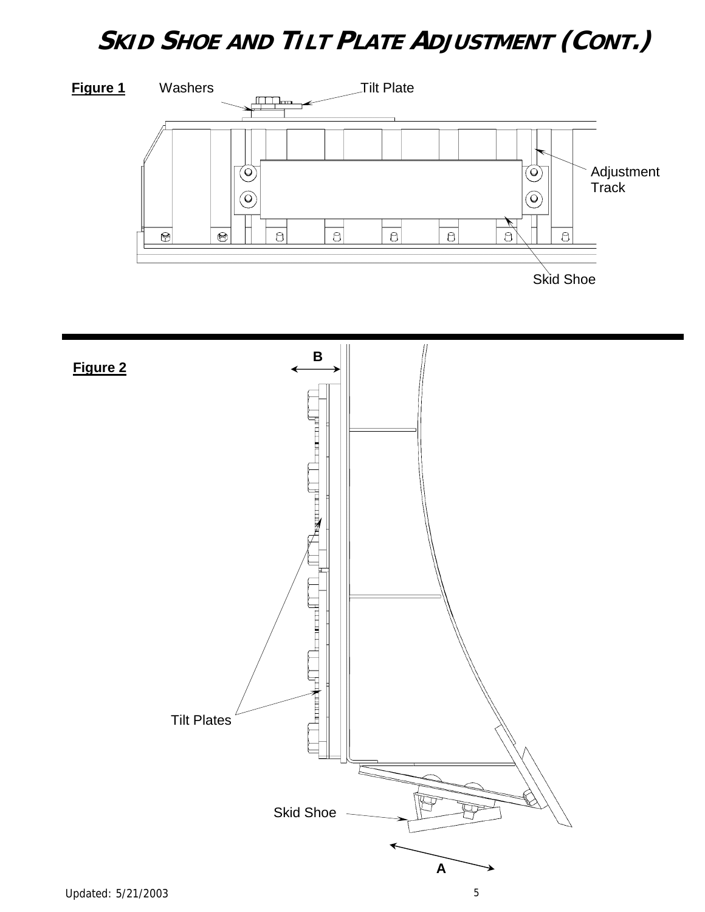# SKID SHOE AND TILT PLATE ADJUSTMENT (CONT.)

**Figure 1**

Washers

Tilt Plate

Adjustment Track

Skid Shoe

**Figure 2**

B

Tilt Plates

Skid Shoe

A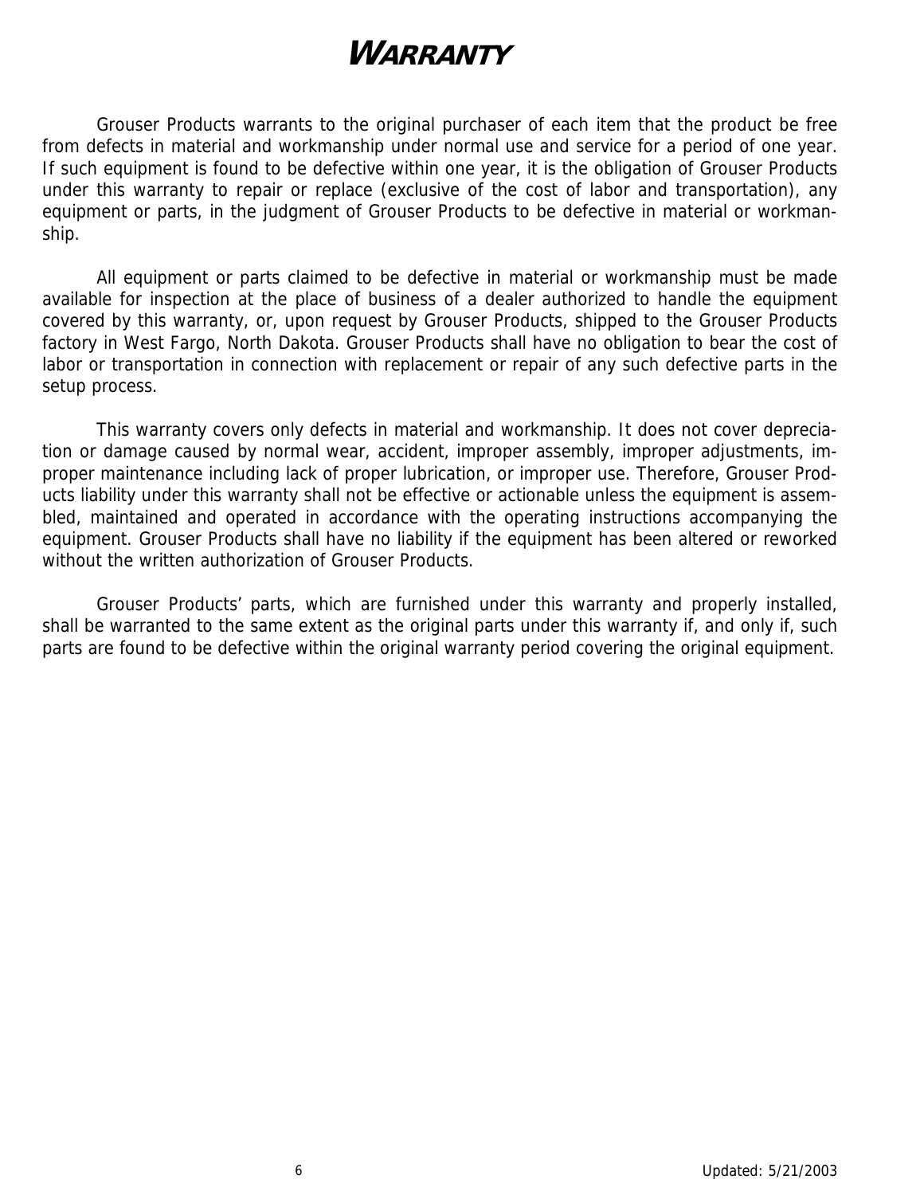# WARRANTY

Grouser Products warrants to the original purchaser of each item that the product be free from defects in material and workmanship under normal use and service for a period of one year. If such equipment is found to be defective within one year, it is the obligation of Grouser Products under this warranty to repair or replace (exclusive of the cost of labor and transportation), any equipment or parts, in the judgment of Grouser Products to be defective in material or workmanship.

All equipment or parts claimed to be defective in material or workmanship must be made available for inspection at the place of business of a dealer authorized to handle the equipment covered by this warranty, or, upon request by Grouser Products, shipped to the Grouser Products factory in West Fargo, North Dakota. Grouser Products shall have no obligation to bear the cost of labor or transportation in connection with replacement or repair of any such defective parts in the setup process.

This warranty covers only defects in material and workmanship. It does not cover depreciation or damage caused by normal wear, accident, improper assembly, improper adjustments, improper maintenance including lack of proper lubrication, or improper use. Therefore, Grouser Products liability under this warranty shall not be effective or actionable unless the equipment is assembled, maintained and operated in accordance with the operating instructions accompanying the equipment. Grouser Products shall have no liability if the equipment has been altered or reworked without the written authorization of Grouser Products.

Grouser Products' parts, which are furnished under this warranty and properly installed, shall be warranted to the same extent as the original parts under this warranty if, and only if, such parts are found to be defective within the original warranty period covering the original equipment.

Updated: 5/21/2003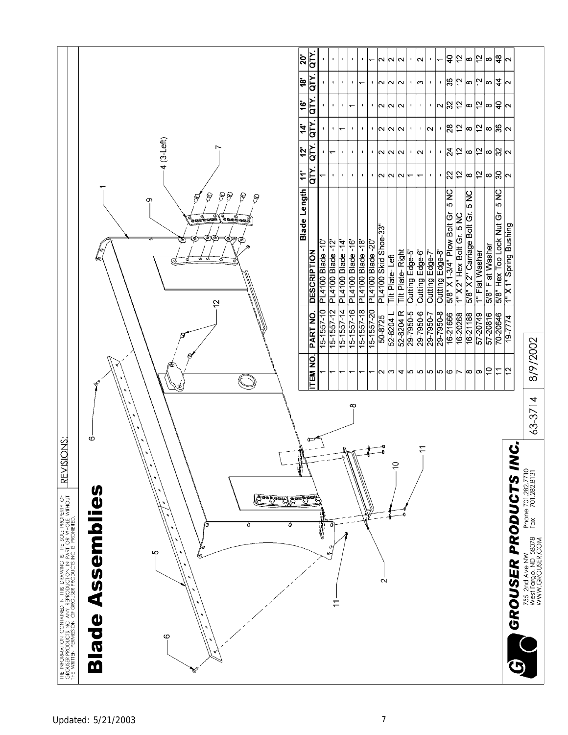THE INFORMATION CONTAINED IN THIS DRAWING IS THE SOLE PROPERTY OF GROUSER PRODUCTS INC. ANY REPRODUCTION IN PART OR WHOLE WITHOUT THE WRITTEN PERMISSION OF GROUSER PRODUCTS INC IS PROHIBITED.

REVISIONS:

# Blade Assemblies

6 5 11 2 10 11 8 6 12 1 9 4 (3-Left) 7

| ITEM NO. | PART NO. | DESCRIPTION / Blade Length | 11' QTY. | 12' QTY. | 14' QTY. | 16' QTY. | 18' QTY. | 20' QTY. |
|---|---|---|---|---|---|---|---|---|
| 1 | 15-1557-10 | PL4100 Blade -10' | 1 | - | - | - | - | - |
| 1 | 15-1557-12 | PL4100 Blade -12' | - | 1 | - | - | - | - |
| 1 | 15-1557-14 | PL4100 Blade -14' | - | - | 1 | - | - | - |
| 1 | 15-1557-16 | PL4100 Blade -16' | - | - | - | 1 | - | - |
| 1 | 15-1557-18 | PL4100 Blade -18' | - | - | - | - | 1 | - |
| 1 | 15-1557-20 | PL4100 Blade -20' | - | - | - | - | - | 1 |
| 2 | 50-8725 | PL4100 Skid Shoe-33" | 2 | 2 | 2 | 2 | 2 | 2 |
| 3 | 52-8204 L | Tilt Plate- Left | 2 | 2 | 2 | 2 | 2 | 2 |
| 4 | 52-8204 R | Tilt Plate- Right | 2 | 2 | 2 | 2 | 2 | 2 |
| 5 | 29-7950-5 | Cutting Edge-5' | 1 | - | - | - | - | - |
| 5 | 29-7950-6 | Cutting Edge-6' | 1 | 2 | - | - | 3 | 2 |
| 5 | 29-7950-7 | Cutting Edge-7' | - | - | 2 | - | - | - |
| 5 | 29-7950-8 | Cutting Edge-8' | - | - | - | 2 | - | 1 |
| 6 | 16-21666 | 5/8" X 1-3/4" Plow Bolt Gr. 5 NC | 22 | 24 | 28 | 32 | 36 | 40 |
| 7 | 16-20268 | 1" X 2" Hex Bolt Gr. 5 NC | 12 | 12 | 12 | 12 | 12 | 12 |
| 8 | 16-21188 | 5/8" X 2" Carriage Bolt Gr. 5 NC | 8 | 8 | 8 | 8 | 8 | 8 |
| 9 | 57-20749 | 1" Flat Washer | 12 | 12 | 12 | 12 | 12 | 12 |
| 10 | 57-20816 | 5/8" Flat Washer | 8 | 8 | 8 | 8 | 8 | 8 |
| 11 | 70-20646 | 5/8" Hex Top Lock Nut Gr. 5 NC | 30 | 32 | 36 | 40 | 44 | 48 |
| 12 | 19-7774 | 1" X 1" Spring Bushing | 2 | 2 | 2 | 2 | 2 | 2 |

**GROUSER PRODUCTS INC.**
755 2nd Ave NW
West Fargo, ND 58078
WWW.GROUSER.COM
Phone 701.282.7710
Fax 701.282.8131

63-3714 | 8/9/2002

Updated: 5/21/2003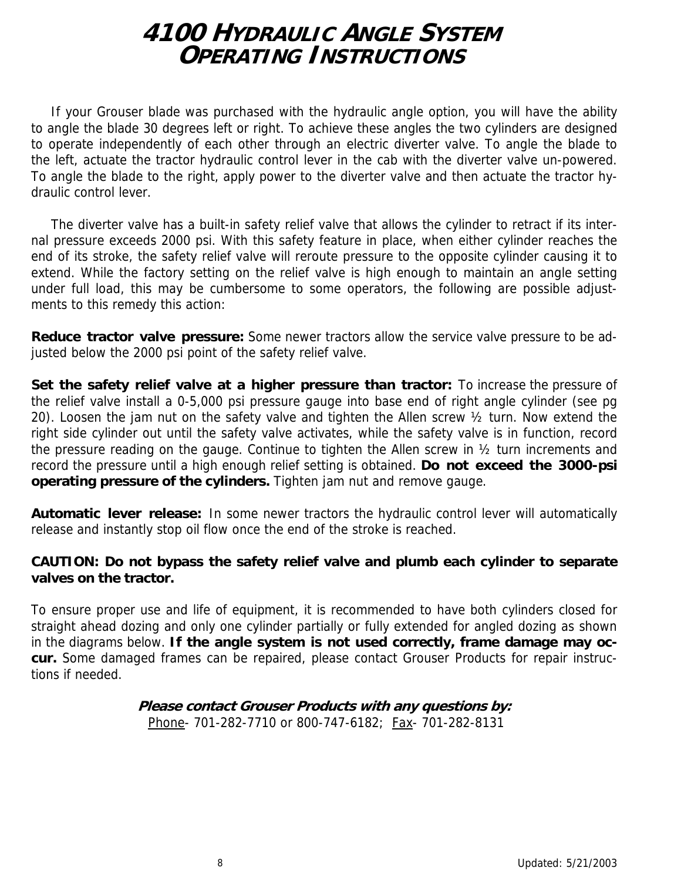# 4100 HYDRAULIC ANGLE SYSTEM OPERATING INSTRUCTIONS

If your Grouser blade was purchased with the hydraulic angle option, you will have the ability to angle the blade 30 degrees left or right. To achieve these angles the two cylinders are designed to operate independently of each other through an electric diverter valve. To angle the blade to the left, actuate the tractor hydraulic control lever in the cab with the diverter valve un-powered. To angle the blade to the right, apply power to the diverter valve and then actuate the tractor hydraulic control lever.

The diverter valve has a built-in safety relief valve that allows the cylinder to retract if its internal pressure exceeds 2000 psi. With this safety feature in place, when either cylinder reaches the end of its stroke, the safety relief valve will reroute pressure to the opposite cylinder causing it to extend. While the factory setting on the relief valve is high enough to maintain an angle setting under full load, this may be cumbersome to some operators, the following are possible adjustments to this remedy this action:

**Reduce tractor valve pressure:** Some newer tractors allow the service valve pressure to be adjusted below the 2000 psi point of the safety relief valve.

**Set the safety relief valve at a higher pressure than tractor:** To increase the pressure of the relief valve install a 0-5,000 psi pressure gauge into base end of right angle cylinder (see pg 20). Loosen the jam nut on the safety valve and tighten the Allen screw ½ turn. Now extend the right side cylinder out until the safety valve activates, while the safety valve is in function, record the pressure reading on the gauge. Continue to tighten the Allen screw in ½ turn increments and record the pressure until a high enough relief setting is obtained. **Do not exceed the 3000-psi operating pressure of the cylinders.** Tighten jam nut and remove gauge.

**Automatic lever release:** In some newer tractors the hydraulic control lever will automatically release and instantly stop oil flow once the end of the stroke is reached.

**CAUTION: Do not bypass the safety relief valve and plumb each cylinder to separate valves on the tractor.**

To ensure proper use and life of equipment, it is recommended to have both cylinders closed for straight ahead dozing and only one cylinder partially or fully extended for angled dozing as shown in the diagrams below. **If the angle system is not used correctly, frame damage may occur.** Some damaged frames can be repaired, please contact Grouser Products for repair instructions if needed.

***Please contact Grouser Products with any questions by:***

Phone- 701-282-7710 or 800-747-6182; Fax- 701-282-8131

Updated: 5/21/2003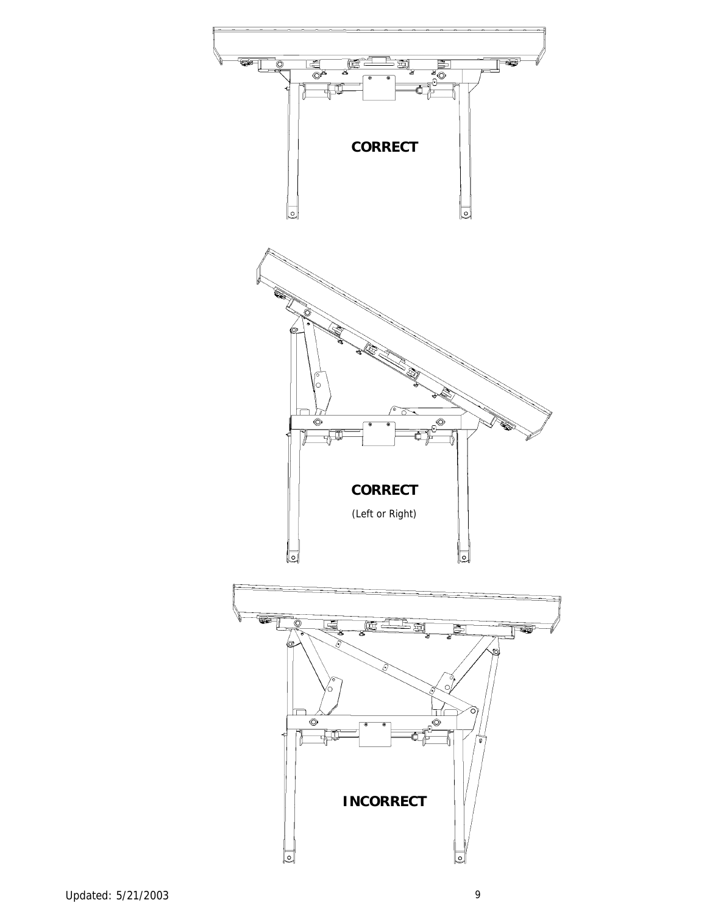**CORRECT**

**CORRECT**

(Left or Right)

**INCORRECT**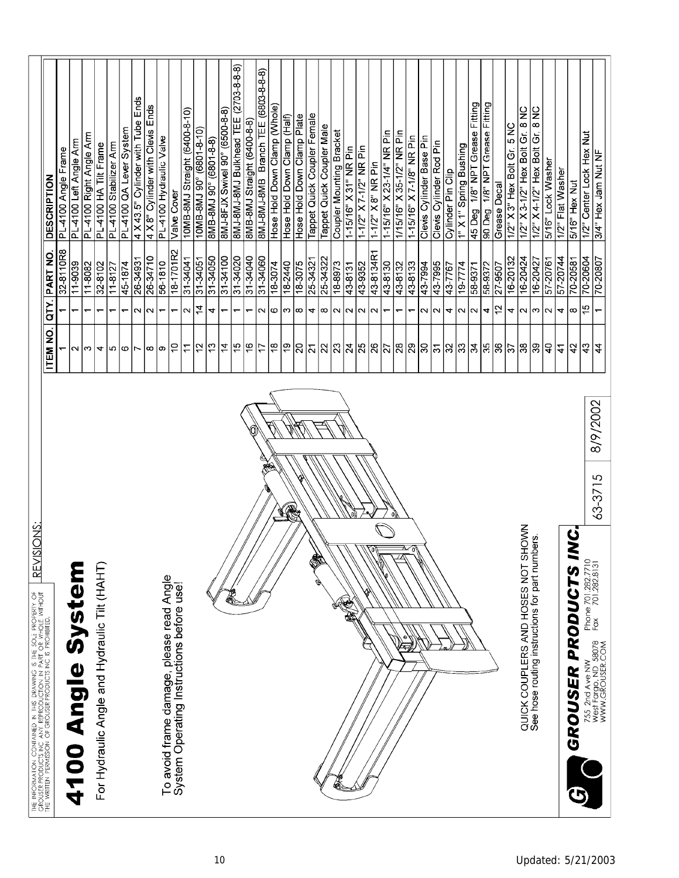THE INFORMATION CONTAINED IN THIS DRAWING IS THE SOLE PROPERTY OF GROUSER PRODUCTS INC. ANY REPRODUCTION IN PART OR WHOLE WITHOUT THE WRITTEN PERMISSION OF GROUSER PRODUCTS INC IS PROHIBITED.

REVISIONS:

# 4100 Angle System

For Hydraulic Angle and Hydraulic Tilt (HAHT)

To avoid frame damage, please read Angle System Operating Instructions before use!

QUICK COUPLERS AND HOSES NOT SHOWN
See hose routing instructions for part numbers.

| ITEM NO. | QTY. | PART NO. | DESCRIPTION |
|---|---|---|---|
| 1 | 1 | 32-8110R8 | PL-4100 Angle Frame |
| 2 | 1 | 11-9039 | PL-4100 Left Angle Arm |
| 3 | 1 | 11-8082 | PL-4100 Right Angle Arm |
| 4 | 1 | 32-8102 | PL-4100 HA Tilt Frame |
| 5 | 1 | 11-8127 | PL-4100 Stabilizer Arm |
| 6 | 1 | 45-1874 | PL-4100 QA Lever System |
| 7 | 2 | 26-34931 | 4 X 43.5" Cylinder with Tube Ends |
| 8 | 2 | 26-34710 | 4 X8" Cylinder with Clevis Ends |
| 9 | 1 | 56-1810 | PL-4100 Hydraulic Valve |
| 10 | 1 | 18-1701R2 | Valve Cover |
| 11 | 2 | 31-34041 | 10MB-8MJ Straight (6400-8-10) |
| 12 | 14 | 31-34051 | 10MB-8MJ 90° (6801-8-10) |
| 13 | 4 | 31-34050 | 8MB-8MJ 90° (6801-8-8) |
| 14 | 1 | 31-34100 | 8MJ-8FJX Swivel 90° (6500-8-8) |
| 15 | 1 | 31-34020 | 8MJ-8MJ-8MJ Bulkhead TEE (2703-8-8-8) |
| 16 | 1 | 31-34040 | 8MB-8MJ Straight (6400-8-8) |
| 17 | 2 | 31-34060 | 8MJ-8MJ-8MB Branch TEE (6803-8-8-8) |
| 18 | 6 | 18-3074 | Hose Hold Down Clamp (Whole) |
| 19 | 3 | 18-2440 | Hose Hold Down Clamp (Half) |
| 20 | 8 | 18-3075 | Hose Hold Down Clamp Plate |
| 21 | 4 | 25-34321 | Tappet Quick Coupler Female |
| 22 | 8 | 25-34322 | Tappet Quick Coupler Male |
| 23 | 2 | 18-8973 | Coupler Mounting Bracket |
| 24 | 2 | 43-8131 | 1-15/16" X 31" NR Pin |
| 25 | 2 | 43-9352 | 1-1/2" X 7-1/2" NR Pin |
| 26 | 2 | 43-8134R1 | 1-1/2" X 8" NR Pin |
| 27 | 1 | 43-8130 | 1-15/16" X 23-1/4" NR Pin |
| 28 | 1 | 43-8132 | 1/15/16" X 35-1/2" NR Pin |
| 29 | 1 | 43-8133 | 1-15/16" X 7-1/8" NR Pin |
| 30 | 2 | 43-7994 | Clevis Cylinder Base Pin |
| 31 | 2 | 43-7995 | Clevis Cylinder Rod Pin |
| 32 | 4 | 43-7767 | Cylinder Pin Clip |
| 33 | 2 | 19-7774 | 1" X 1" Spring Bushing |
| 34 | 2 | 58-9371 | 45 Deg 1/8" NPT Grease Fitting |
| 35 | 4 | 58-9372 | 90 Deg 1/8" NPT Grease Fitting |
| 36 | 12 | 27-9507 | Grease Decal |
| 37 | 4 | 16-20132 | 1/2" X 3" Hex Bolt Gr. 5 NC |
| 38 | 2 | 16-20424 | 1/2" X 3-1/2" Hex Bolt Gr. 8 NC |
| 39 | 3 | 16-20427 | 1/2" X 4-1/2" Hex Bolt Gr. 8 NC |
| 40 | 2 | 57-20761 | 5/16" Lock Washer |
| 41 | 4 | 57-20744 | 1/2" Flat Washer |
| 42 | 8 | 70-20581 | 5/16" Hex Nut |
| 43 | 15 | 70-20604 | 1/2" Center Lock Hex Nut |
| 44 | 1 | 70-20807 | 3/4" Hex Jam Nut NF |

**GROUSER PRODUCTS INC.**
755 2nd Ave NW
West Fargo, ND 58078
WWW.GROUSER.COM
Phone 701.282.7710
Fax 701.282.8131

63-3715 | 8/9/2002

Updated: 5/21/2003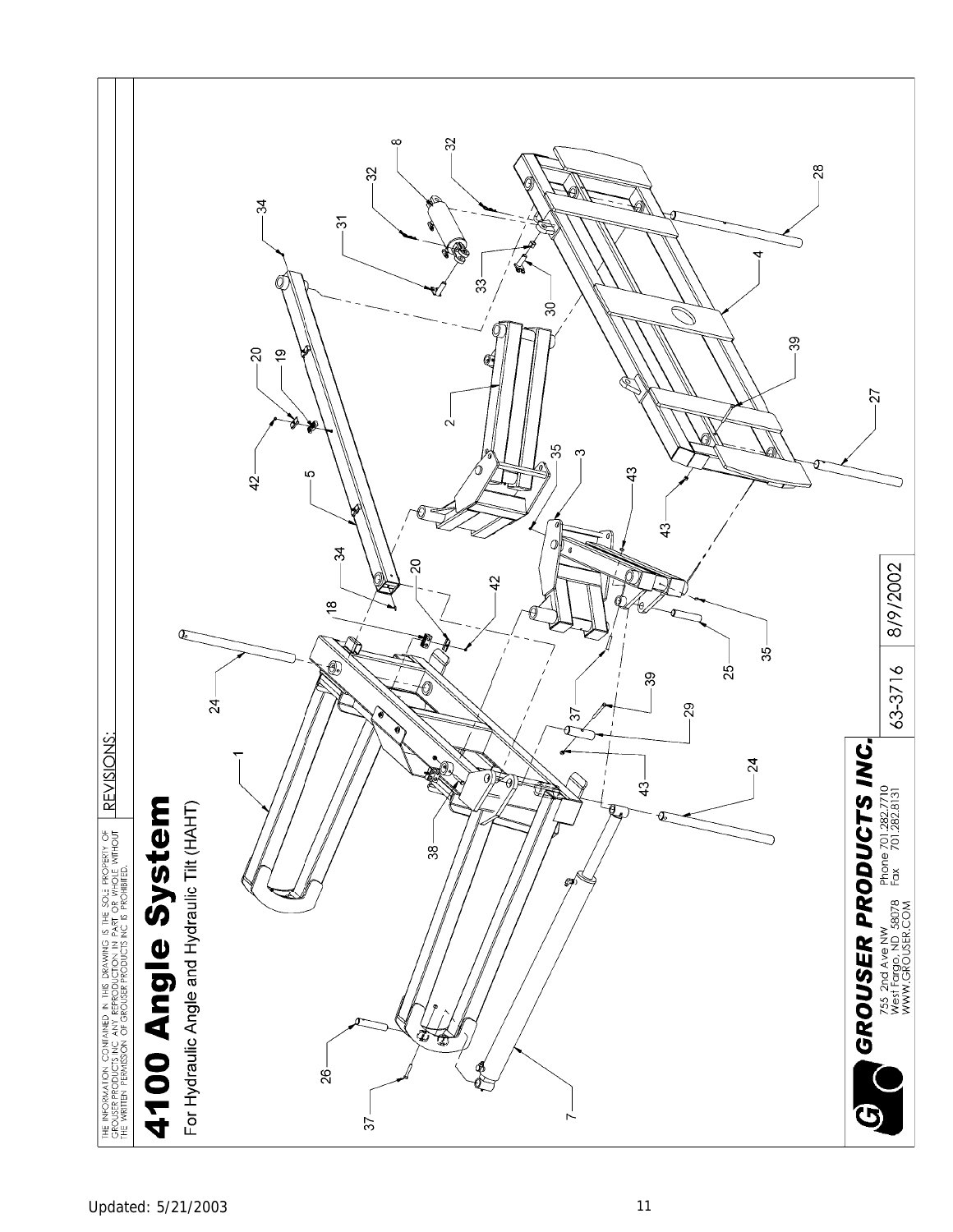THE INFORMATION CONTAINED IN THIS DRAWING IS THE SOLE PROPERTY OF GROUSER PRODUCTS INC. ANY REPRODUCTION IN PART OR WHOLE WITHOUT THE WRITTEN PERMISSION OF GROUSER PRODUCTS INC IS PROHIBITED.

REVISIONS:

# 4100 Angle System

For Hydraulic Angle and Hydraulic Tilt (HAHT)

1, 2, 3, 4, 5, 7, 8, 18, 19, 20, 24, 25, 26, 27, 28, 29, 30, 31, 32, 33, 34, 35, 37, 38, 39, 42, 43

**GROUSER PRODUCTS INC.**

755 2nd Ave NW
West Fargo, ND 58078
WWW.GROUSER.COM

Phone 701.282.7710
Fax 701.282.8131

63-3716 | 8/9/2002

Updated: 5/21/2003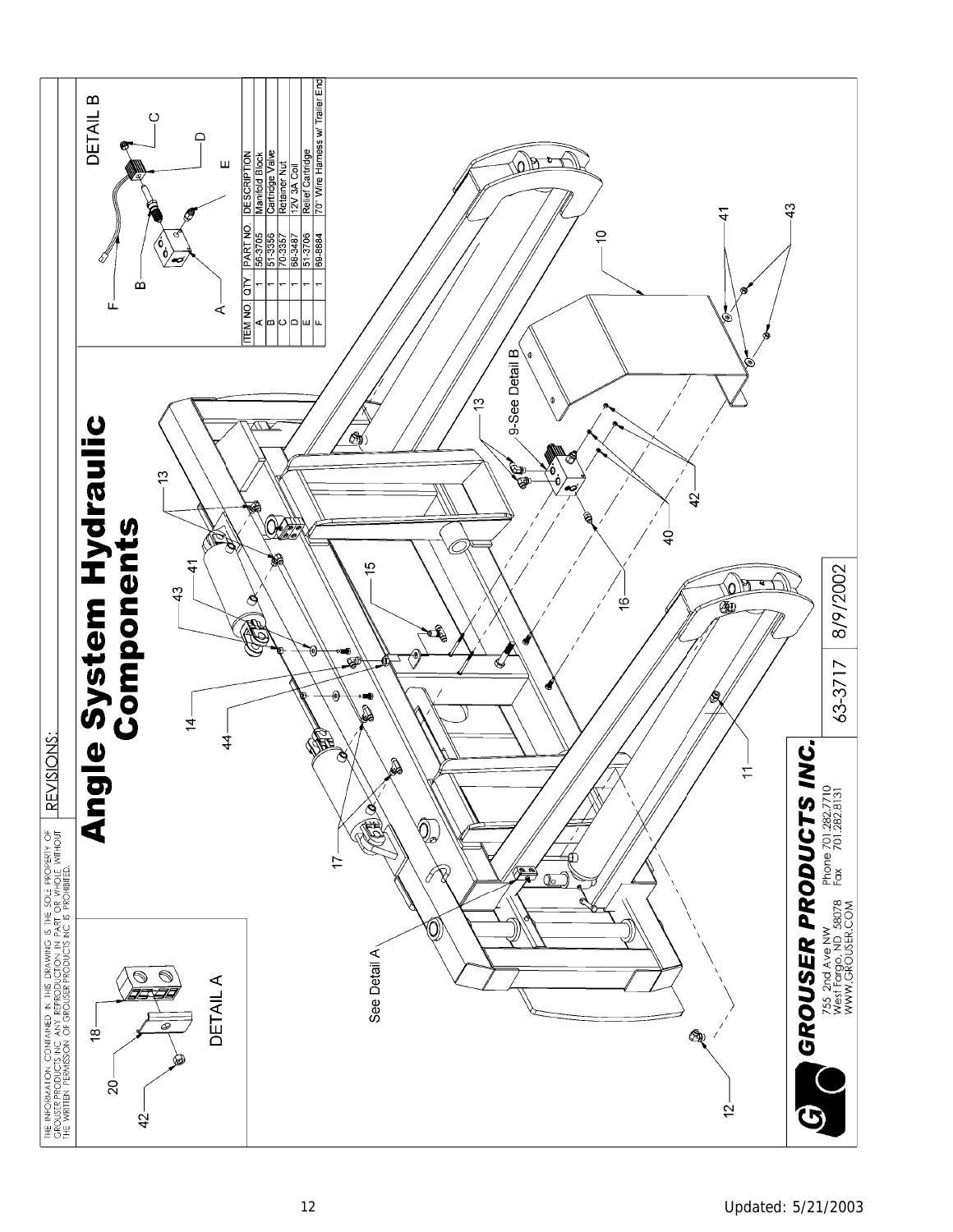THE INFORMATION CONTAINED IN THIS DRAWING IS THE SOLE PROPERTY OF GROUSER PRODUCTS INC. ANY REPRODUCTION IN PART OR WHOLE WITHOUT THE WRITTEN PERMISSION OF GROUSER PRODUCTS INC IS PROHIBITED.

REVISIONS:

# Angle System Hydraulic Components

DETAIL A

DETAIL B

| ITEM NO | QTY. | PART NO. | DESCRIPTION |
| --- | --- | --- | --- |
| A | 1 | 56-3705 | Manifold Block |
| B | 1 | 51-3356 | Cartridge Valve |
| C | 1 | 70-3357 | Retainer Nut |
| D | 1 | 68-3487 | 12V 3A Coil |
| E | 1 | 51-3706 | Relief Cartridge |
| F | 1 | 69-8884 | 70" Wire Harness w/ Trailer End |

See Detail A

9-See Detail B

**GROUSER PRODUCTS INC.**

755 2nd Ave NW
West Fargo, ND 58078
WWW.GROUSER.COM

Phone 701.282.7710
Fax 701.282.8131

63-3717 | 8/9/2002

Updated: 5/21/2003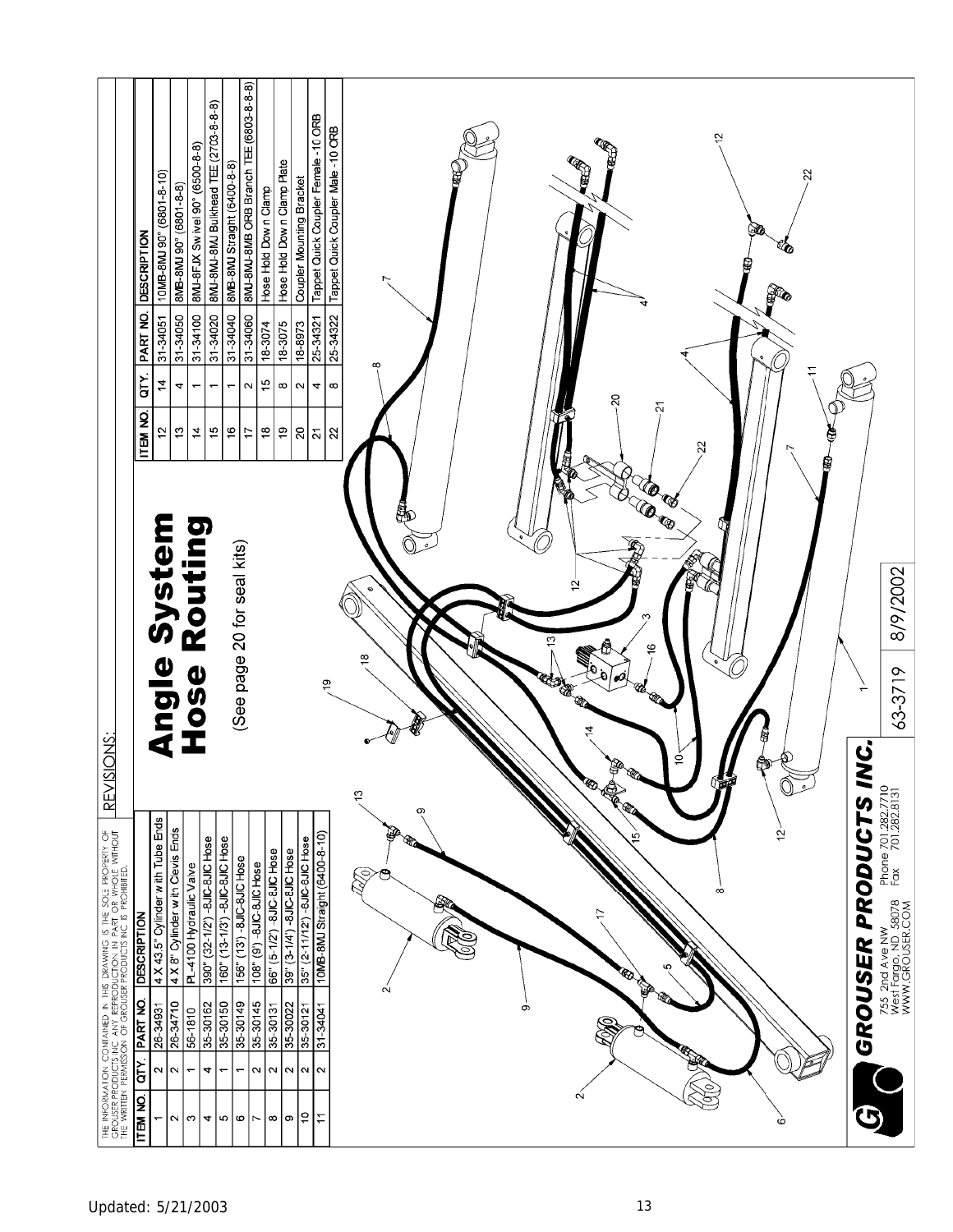THE INFORMATION CONTAINED IN THIS DRAWING IS THE SOLE PROPERTY OF GROUSER PRODUCTS INC. ANY REPRODUCTION IN PART OR WHOLE WITHOUT THE WRITTEN PERMISSION OF GROUSER PRODUCTS INC IS PROHIBITED.

REVISIONS:

# Angle System Hose Routing

(See page 20 for seal kits)

| ITEM NO. | QTY. | PART NO. | DESCRIPTION |
|---|---|---|---|
| 1 | 2 | 26-34931 | 4 X 43.5" Cylinder with Tube Ends |
| 2 | 2 | 26-34710 | 4 X 8" Cylinder with Clevis Ends |
| 3 | 1 | 56-1810 | PL-4100 Hydraulic Valve |
| 4 | 4 | 35-30162 | 390" (32-1/2') -8JIC-8JIC Hose |
| 5 | 1 | 35-30150 | 160" (13-1/3') -8JIC-8JIC Hose |
| 6 | 1 | 35-30149 | 156" (13') -8JIC-8JIC Hose |
| 7 | 2 | 35-30145 | 108" (9') -8JIC-8JIC Hose |
| 8 | 2 | 35-30131 | 66" (5-1/2') -8JIC-8JIC Hose |
| 9 | 2 | 35-30022 | 39" (3-1/4') -8JIC-8JIC Hose |
| 10 | 2 | 35-30121 | 35" (2-11/12') -8JIC-8JIC Hose |
| 11 | 2 | 31-34041 | 10MB-8MJ Straight (6400-8-10) |
| 12 | 14 | 31-34051 | 10MB-8MJ 90° (6801-8-10) |
| 13 | 4 | 31-34050 | 8MB-8MJ 90° (6801-8-8) |
| 14 | 1 | 31-34100 | 8MJ-8FJX Swivel 90° (6500-8-8) |
| 15 | 1 | 31-34020 | 8MJ-8MJ-8MJ Bulkhead TEE (2703-8-8-8) |
| 16 | 1 | 31-34040 | 8MB-8MJ Straight (6400-8-8) |
| 17 | 2 | 31-34060 | 8MJ-8MJ-8MB ORB Branch TEE (6803-8-8-8) |
| 18 | 15 | 18-3074 | Hose Hold Down Clamp |
| 19 | 8 | 18-3075 | Hose Hold Down Clamp Plate |
| 20 | 2 | 18-8973 | Coupler Mounting Bracket |
| 21 | 4 | 25-34321 | Tappet Quick Coupler Female -10 ORB |
| 22 | 8 | 25-34322 | Tappet Quick Coupler Male -10 ORB |

**GROUSER PRODUCTS INC.**
755 2nd Ave NW
West Fargo, ND 58078
WWW.GROUSER.COM
Phone 701.282.7710
Fax 701.282.8131

63-3719 | 8/9/2002

Updated: 5/21/2003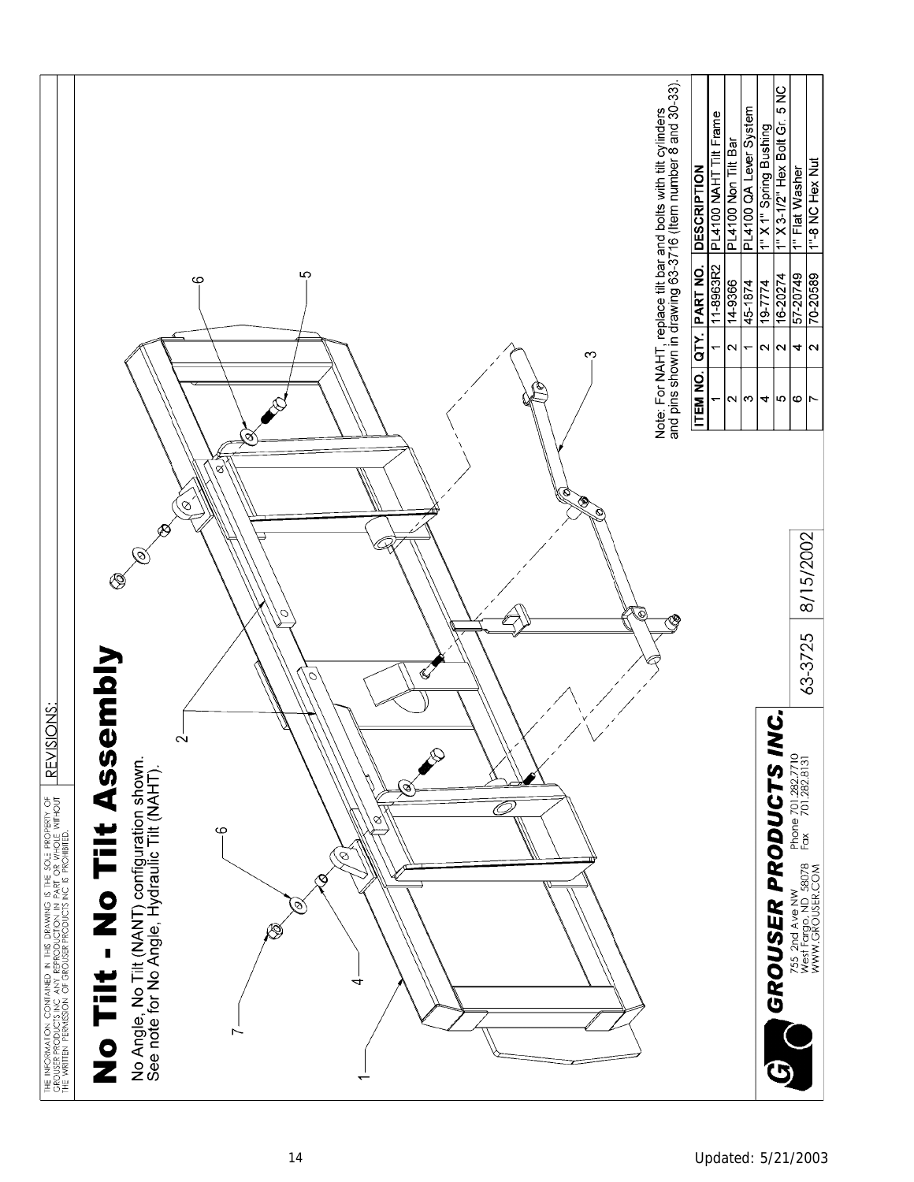THE INFORMATION CONTAINED IN THIS DRAWING IS THE SOLE PROPERTY OF GROUSER PRODUCTS INC. ANY REPRODUCTION IN PART OR WHOLE WITHOUT THE WRITTEN PERMISSION OF GROUSER PRODUCTS INC IS PROHIBITED.

REVISIONS:

# No Tilt - No Tilt Assembly

No Angle, No Tilt (NANT) configuration shown.
See note for No Angle, Hydraulic Tilt (NAHT).

Note: For NAHT, replace tilt bar and bolts with tilt cylinders and pins shown in drawing 63-3716 (Item number 8 and 30-33).

| ITEM NO. | QTY. | PART NO. | DESCRIPTION |
|---|---|---|---|
| 1 | 1 | 11-8963R2 | PL4100 NAHT Tilt Frame |
| 2 | 2 | 14-9366 | PL4100 Non Tilt Bar |
| 3 | 1 | 45-1874 | PL4100 QA Lever System |
| 4 | 2 | 19-7774 | 1" X 1" Spring Bushing |
| 5 | 2 | 16-20274 | 1" X 3-1/2" Hex Bolt Gr. 5 NC |
| 6 | 4 | 57-20749 | 1" Flat Washer |
| 7 | 2 | 70-20589 | 1"-8 NC Hex Nut |

**GROUSER PRODUCTS INC.**
755 2nd Ave NW
West Fargo, ND 58078
WWW.GROUSER.COM
Phone 701.282.7710
Fax 701.282.8131

63-3725 | 8/15/2002

Updated: 5/21/2003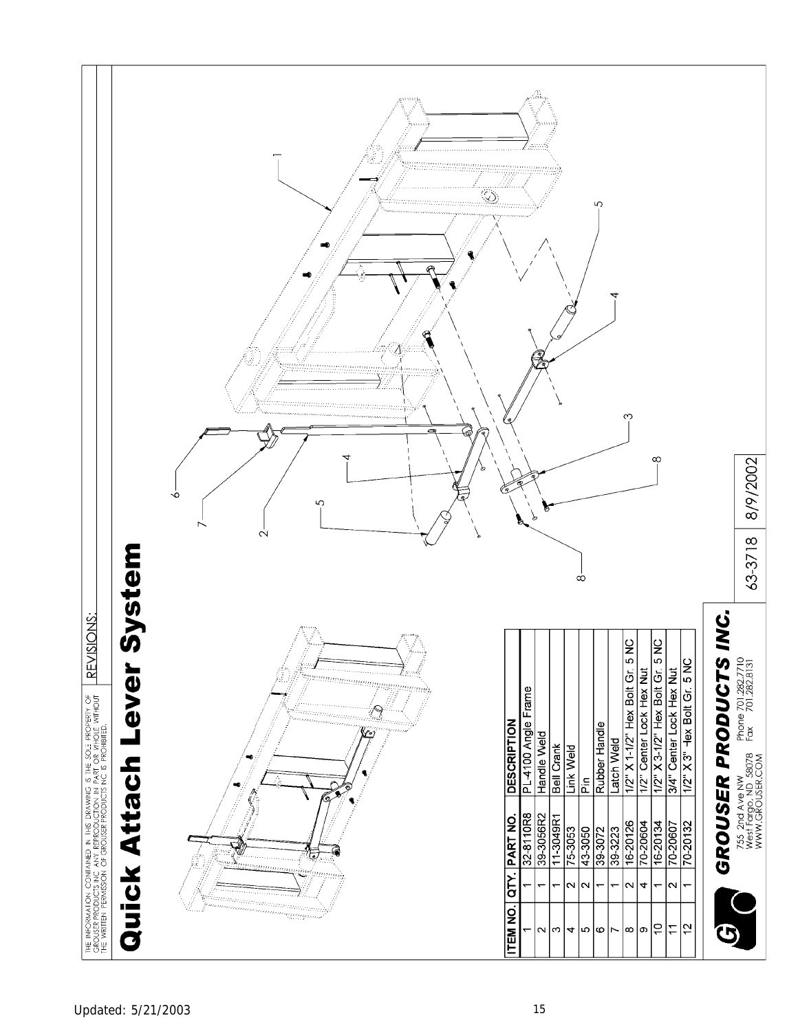THE INFORMATION CONTAINED IN THIS DRAWING IS THE SOLE PROPERTY OF GROUSER PRODUCTS INC. ANY REPRODUCTION IN PART OR WHOLE WITHOUT THE WRITTEN PERMISSION OF GROUSER PRODUCTS INC IS PROHIBITED.

REVISIONS:

# Quick Attach Lever System

| ITEM NO. | QTY. | PART NO. | DESCRIPTION |
|---|---|---|---|
| 1 | 1 | 32-8110R8 | PL-4100 Angle Frame |
| 2 | 1 | 39-3056R2 | Handle Weld |
| 3 | 1 | 11-3049R1 | Bell Crank |
| 4 | 2 | 75-3053 | Link Weld |
| 5 | 2 | 43-3050 | Pin |
| 6 | 1 | 39-3072 | Rubber Handle |
| 7 | 1 | 39-3223 | Latch Weld |
| 8 | 2 | 16-20126 | 1/2" X 1-1/2" Hex Bolt Gr. 5 NC |
| 9 | 4 | 70-20604 | 1/2" Center Lock Hex Nut |
| 10 | 1 | 16-20134 | 1/2" X 3-1/2" Hex Bolt Gr. 5 NC |
| 11 | 2 | 70-20607 | 3/4" Center Lock Hex Nut |
| 12 | 1 | 70-20132 | 1/2" X 3" Hex Bolt Gr. 5 NC |

**GROUSER PRODUCTS INC.**

755 2nd Ave NW
West Fargo, ND 58078
WWW.GROUSER.COM

Phone 701.282.7710
Fax 701.282.8131

63-3718 | 8/9/2002

Updated: 5/21/2003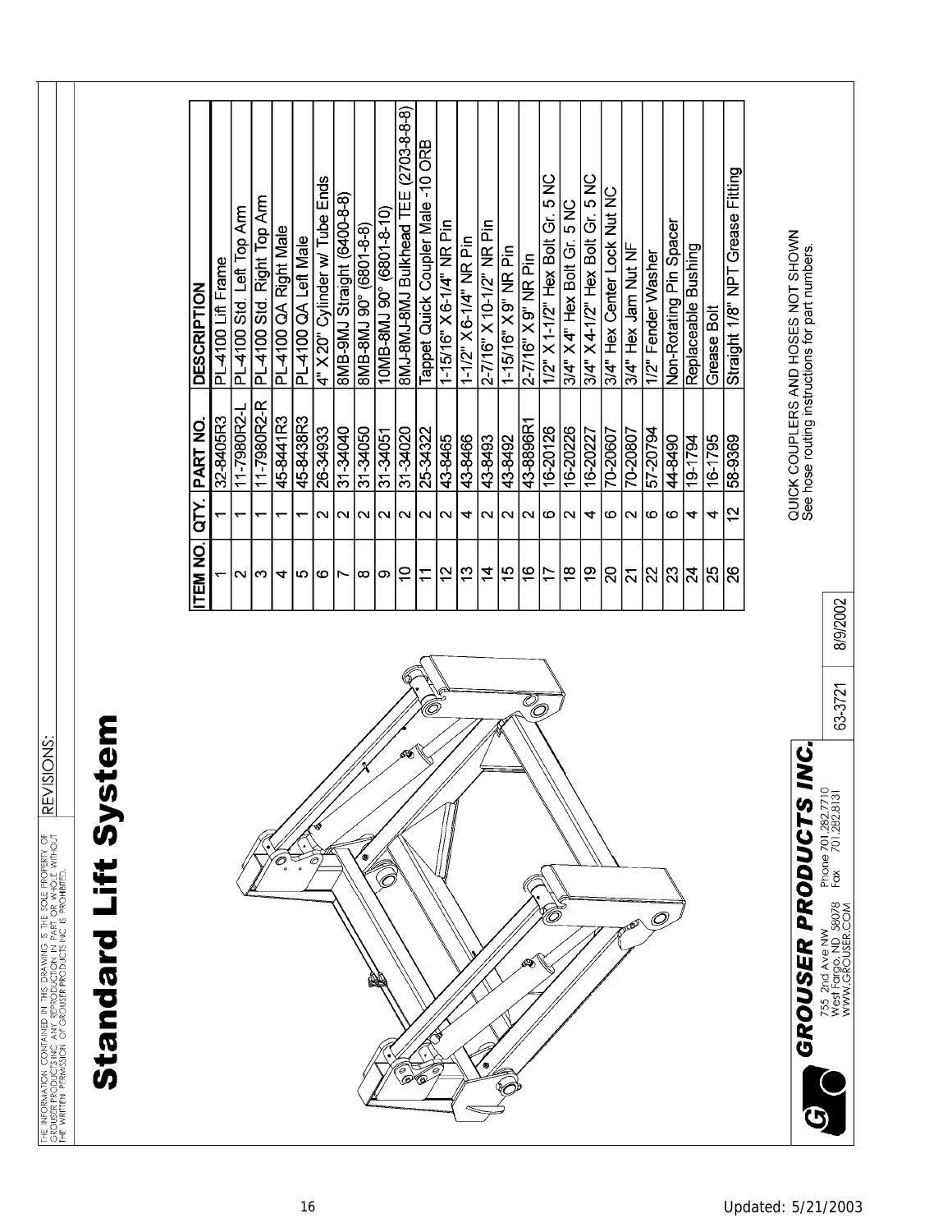THE INFORMATION CONTAINED IN THIS DRAWING IS THE SOLE PROPERTY OF GROUSER PRODUCTS INC. ANY REPRODUCTION IN PART OR WHOLE WITHOUT THE WRITTEN PERMISSION OF GROUSER PRODUCTS INC IS PROHIBITED.

REVISIONS:

# Standard Lift System

| ITEM NO. | QTY. | PART NO. | DESCRIPTION |
|---|---|---|---|
| 1 | 1 | 32-8405R3 | PL-4100 Lift Frame |
| 2 | 1 | 11-7980R2-L | PL-4100 Std. Left Top Arm |
| 3 | 1 | 11-7980R2-R | PL-4100 Std. Right Top Arm |
| 4 | 1 | 45-8441R3 | PL-4100 QA Right Male |
| 5 | 1 | 45-8438R3 | PL-4100 QA Left Male |
| 6 | 2 | 26-34933 | 4" X 20" Cylinder w/ Tube Ends |
| 7 | 2 | 31-34040 | 8MB-9MJ Straight (6400-8-8) |
| 8 | 2 | 31-34050 | 8MB-8MJ 90° (6801-8-8) |
| 9 | 2 | 31-34051 | 10MB-8MJ 90° (6801-8-10) |
| 10 | 2 | 31-34020 | 8MJ-8MJ-8MJ Bulkhead TEE (2703-8-8-8) |
| 11 | 2 | 25-34322 | Tappet Quick Coupler Male -10 ORB |
| 12 | 2 | 43-8465 | 1-15/16" X 6-1/4" NR Pin |
| 13 | 4 | 43-8466 | 1-1/2" X 6-1/4" NR Pin |
| 14 | 2 | 43-8493 | 2-7/16" X 10-1/2" NR Pin |
| 15 | 2 | 43-8492 | 1-15/16" X 9" NR Pin |
| 16 | 2 | 43-8896R1 | 2-7/16" X 9" NR Pin |
| 17 | 6 | 16-20126 | 1/2" X 1-1/2" Hex Bolt Gr. 5 NC |
| 18 | 2 | 16-20226 | 3/4" X 4" Hex Bolt Gr. 5 NC |
| 19 | 4 | 16-20227 | 3/4" X 4-1/2" Hex Bolt Gr. 5 NC |
| 20 | 6 | 70-20607 | 3/4" Hex Center Lock Nut NC |
| 21 | 2 | 70-20807 | 3/4" Hex Jam Nut NF |
| 22 | 6 | 57-20794 | 1/2" Fender Washer |
| 23 | 6 | 44-8490 | Non-Rotating Pin Spacer |
| 24 | 4 | 19-1794 | Replaceable Bushing |
| 25 | 4 | 16-1795 | Grease Bolt |
| 26 | 12 | 58-9369 | Straight 1/8" NPT Grease Fitting |

QUICK COUPLERS AND HOSES NOT SHOWN
See hose routing instructions for part numbers.

**GROUSER PRODUCTS INC.**
755 2nd Ave NW
West Fargo, ND 58078
WWW.GROUSER.COM
Phone 701.282.7710
Fax 701.282.8131

63-3721 | 8/9/2002

Updated: 5/21/2003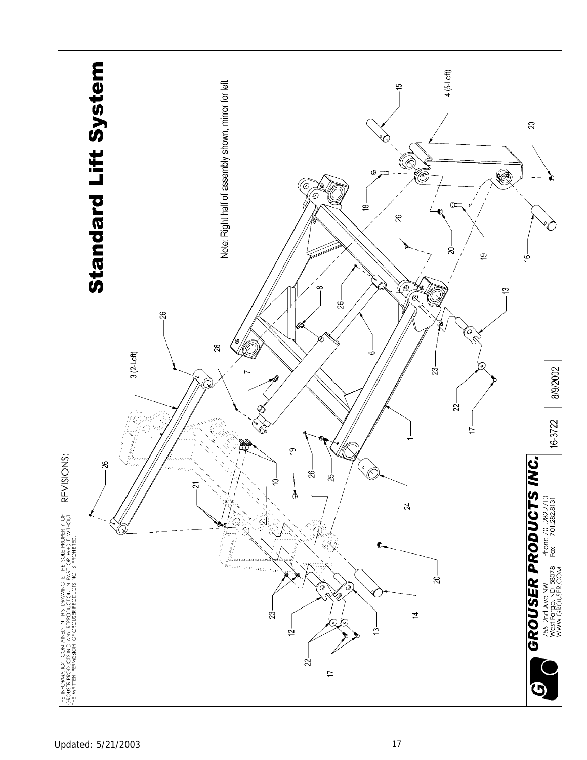THE INFORMATION CONTAINED IN THIS DRAWING IS THE SOLE PROPERTY OF GROUSER PRODUCTS INC. ANY REPRODUCTION IN PART OR WHOLE WITHOUT THE WRITTEN PERMISSION OF GROUSER PRODUCTS INC IS PROHIBITED.

REVISIONS:

# Standard Lift System

Note: Right half of assembly shown, mirror for left

1, 3 (2-Left), 4 (5-Left), 6, 7, 8, 10, 12, 13, 14, 15, 16, 17, 18, 19, 20, 21, 22, 23, 24, 25, 26

**GROUSER PRODUCTS INC.**

755 2nd Ave NW
West Fargo, ND 58078
WWW.GROUSER.COM

Phone 701.282.7710
Fax 701.282.8131

| 16-3722 | 8/9/2002 |
| --- | --- |

Updated: 5/21/2003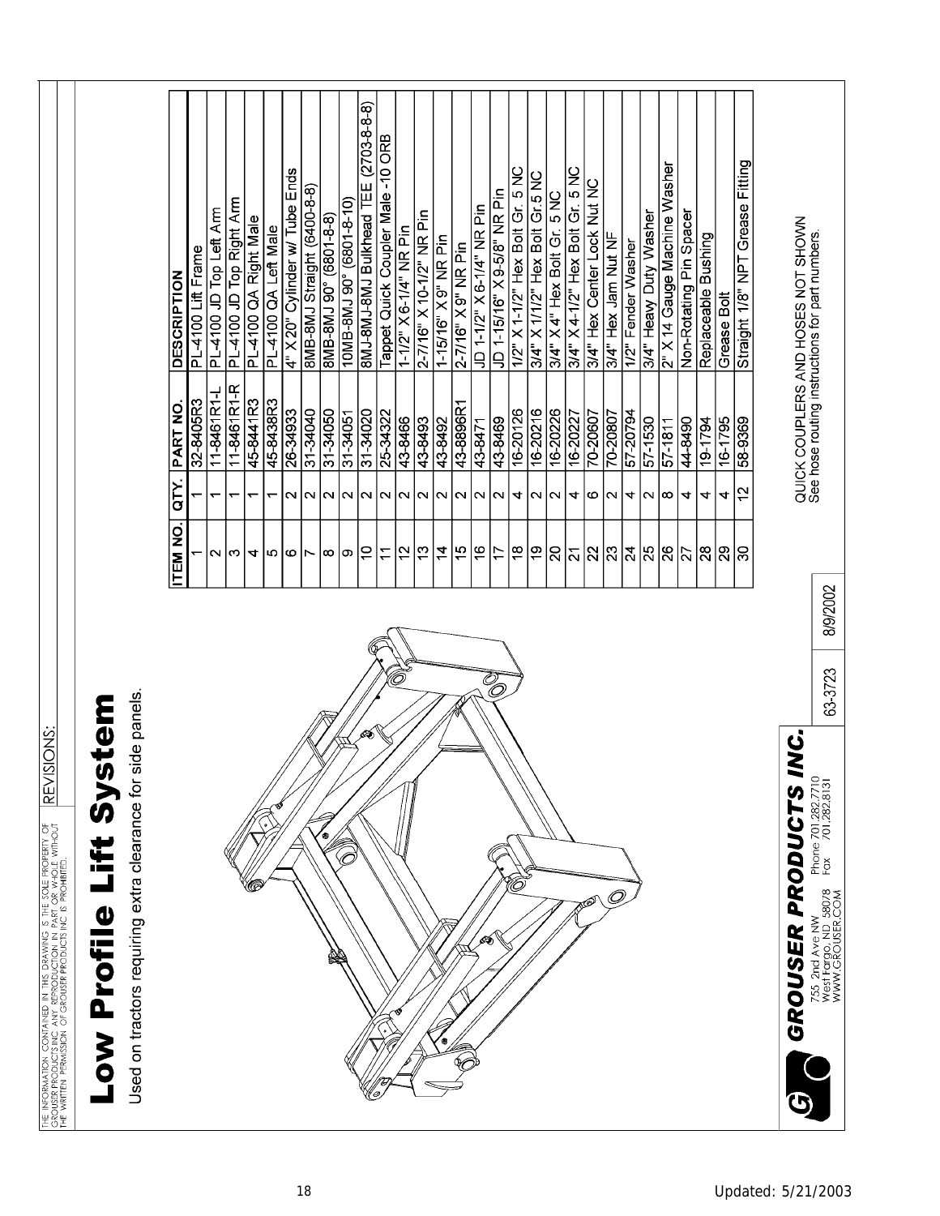THE INFORMATION CONTAINED IN THIS DRAWING IS THE SOLE PROPERTY OF GROUSER PRODUCTS INC. ANY REPRODUCTION IN PART OR WHOLE WITHOUT THE WRITTEN PERMISSION OF GROUSER PRODUCTS INC IS PROHIBITED.

REVISIONS:

# Low Profile Lift System

Used on tractors requiring extra clearance for side panels.

| ITEM NO. | QTY. | PART NO. | DESCRIPTION |
|---|---|---|---|
| 1 | 1 | 32-8405R3 | PL-4100 Lift Frame |
| 2 | 1 | 11-8461R1-L | PL-4100 JD Top Left Arm |
| 3 | 1 | 11-8461R1-R | PL-4100 JD Top Right Arm |
| 4 | 1 | 45-8441R3 | PL-4100 QA Right Male |
| 5 | 1 | 45-8438R3 | PL-4100 QA Left Male |
| 6 | 2 | 26-34933 | 4" X 20" Cylinder w/ Tube Ends |
| 7 | 2 | 31-34040 | 8MB-8MJ Straight (6400-8-8) |
| 8 | 2 | 31-34050 | 8MB-8MJ 90° (6801-8-8) |
| 9 | 2 | 31-34051 | 10MB-8MJ 90° (6801-8-10) |
| 10 | 2 | 31-34020 | 8MJ-8MJ-8MJ Bulkhead TEE (2703-8-8-8) |
| 11 | 2 | 25-34322 | Tappet Quick Coupler Male -10 ORB |
| 12 | 2 | 43-8466 | 1-1/2" X 6-1/4" NR Pin |
| 13 | 2 | 43-8493 | 2-7/16" X 10-1/2" NR Pin |
| 14 | 2 | 43-8492 | 1-15/16" X 9" NR Pin |
| 15 | 2 | 43-8896R1 | 2-7/16" X 9" NR Pin |
| 16 | 2 | 43-8471 | JD 1-1/2" X 6-1/4" NR Pin |
| 17 | 2 | 43-8469 | JD 1-15/16" X 9-5/8" NR Pin |
| 18 | 4 | 16-20126 | 1/2" X 1-1/2" Hex Bolt Gr. 5 NC |
| 19 | 2 | 16-20216 | 3/4" X 1/1/2" Hex Bolt Gr.5 NC |
| 20 | 2 | 16-20226 | 3/4" X 4" Hex Bolt Gr. 5 NC |
| 21 | 4 | 16-20227 | 3/4" X 4-1/2" Hex Bolt Gr. 5 NC |
| 22 | 6 | 70-20607 | 3/4" Hex Center Lock Nut NC |
| 23 | 2 | 70-20807 | 3/4" Hex Jam Nut NF |
| 24 | 4 | 57-20794 | 1/2" Fender Washer |
| 25 | 2 | 57-1530 | 3/4" Heavy Duty Washer |
| 26 | 8 | 57-1811 | 2" X 14 Gauge Machine Washer |
| 27 | 4 | 44-8490 | Non-Rotating Pin Spacer |
| 28 | 4 | 19-1794 | Replaceable Bushing |
| 29 | 4 | 16-1795 | Grease Bolt |
| 30 | 12 | 58-9369 | Straight 1/8" NPT Grease Fitting |

QUICK COUPLERS AND HOSES NOT SHOWN
See hose routing instructions for part numbers.

**GROUSER PRODUCTS INC.**
755 2nd Ave NW
West Fargo, ND 58078
WWW.GROUSER.COM
Phone 701.282.7710
Fax 701.282.8131

63-3723 | 8/9/2002

Updated: 5/21/2003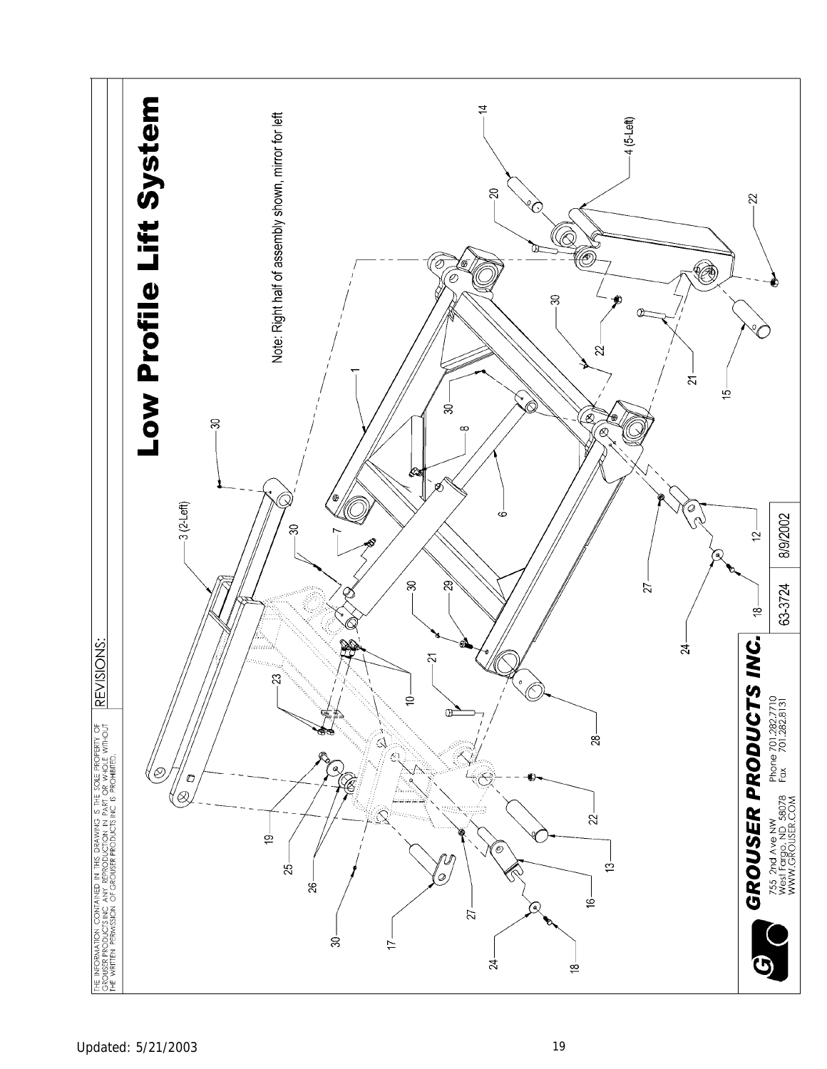THE INFORMATION CONTAINED IN THIS DRAWING IS THE SOLE PROPERTY OF GROUSER PRODUCTS INC. ANY REPRODUCTION IN PART OR WHOLE WITHOUT THE WRITTEN PERMISSION OF GROUSER PRODUCTS INC IS PROHIBITED.

REVISIONS:

# Low Profile Lift System

Note: Right half of assembly shown, mirror for left

1, 3 (2-Left), 4 (5-Left), 6, 7, 8, 10, 12, 13, 14, 15, 16, 17, 18, 19, 20, 21, 22, 23, 24, 25, 26, 27, 28, 29, 30

**GROUSER PRODUCTS INC.**

755 2nd Ave NW
West Fargo, ND 58078
WWW.GROUSER.COM

Phone 701.282.7710
Fax 701.282.8131

63-3724 | 8/9/2002

Updated: 5/21/2003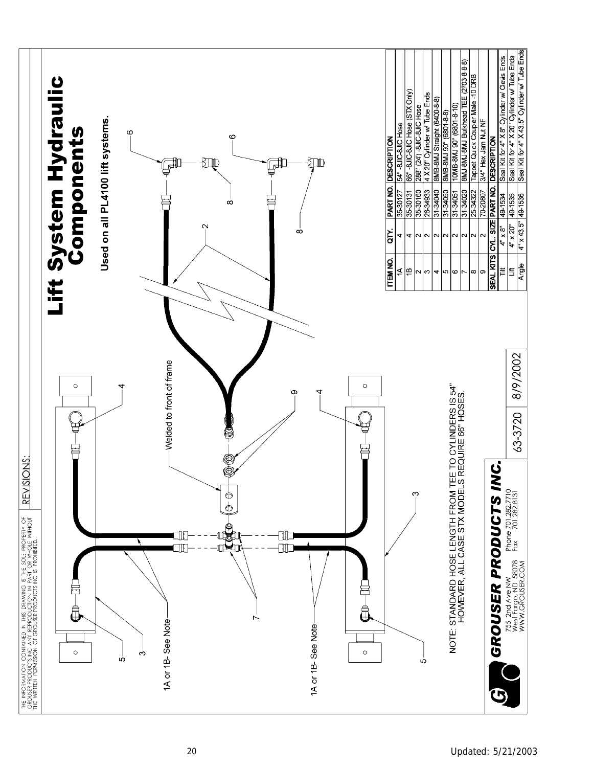THE INFORMATION CONTAINED IN THIS DRAWING IS THE SOLE PROPERTY OF GROUSER PRODUCTS INC. ANY REPRODUCTION IN PART OR WHOLE WITHOUT THE WRITTEN PERMISSION OF GROUSER PRODUCTS INC IS PROHIBITED.

REVISIONS:

# Lift System Hydraulic Components

**Used on all PL4100 lift systems.**

Welded to front of frame

1A or 1B- See Note

1A or 1B- See Note

NOTE: STANDARD HOSE LENGTH FROM TEE TO CYLINDERS IS 54" HOWEVER, ALL CASE STX MODELS REQUIRE 66" HOSES.

| ITEM NO. | QTY. | PART NO. | DESCRIPTION |
|---|---|---|---|
| 1A | 4 | 35-30127 | 54" -8JIC-8JIC Hose |
| 1B | 4 | 35-30131 | 66" -8JIC-8JIC Hose (STX Only) |
| 2 | 2 | 35-30160 | 288" (24') -8JIC-8JIC Hose |
| 3 | 2 | 26-34933 | 4 X 20" Cylinder w/ Tube Ends |
| 4 | 2 | 31-34040 | 8MB-8MJ Straight (6400-8-8) |
| 5 | 2 | 31-34050 | 8MB-8MJ 90° (6801-8-8) |
| 6 | 2 | 31-34051 | 10MB-8MJ 90° (6801-8-10) |
| 7 | 2 | 31-34020 | 8MJ-8MJ-8MJ Bulkhead TEE (2703-8-8-8) |
| 8 | 2 | 25-34322 | Tappet Quick Coupler Male -10 ORB |
| 9 | 2 | 70-20807 | 3/4" Hex Jam Nut NF |

| SEAL KITS | CYL. SIZE | PART NO. | DESCRIPTION |
|---|---|---|---|
| Tilt | 4" x 8" | 49-1534 | Seal Kit for 4" X 8" Cylinder w/ Clevis Ends |
| Lift | 4" x 20" | 49-1535 | Seal Kit for 4" X 20" Cylinder w/ Tube Ends |
| Angle | 4" x 43.5" | 49-1536 | Seal Kit for 4" X 43.5" Cylinder w/ Tube Ends |

**GROUSER PRODUCTS INC.**

755 2nd Ave NW
West Fargo, ND 58078
WWW.GROUSER.COM

Phone 701.282.7710
Fax 701.282.8131

63-3720 | 8/9/2002

Updated: 5/21/2003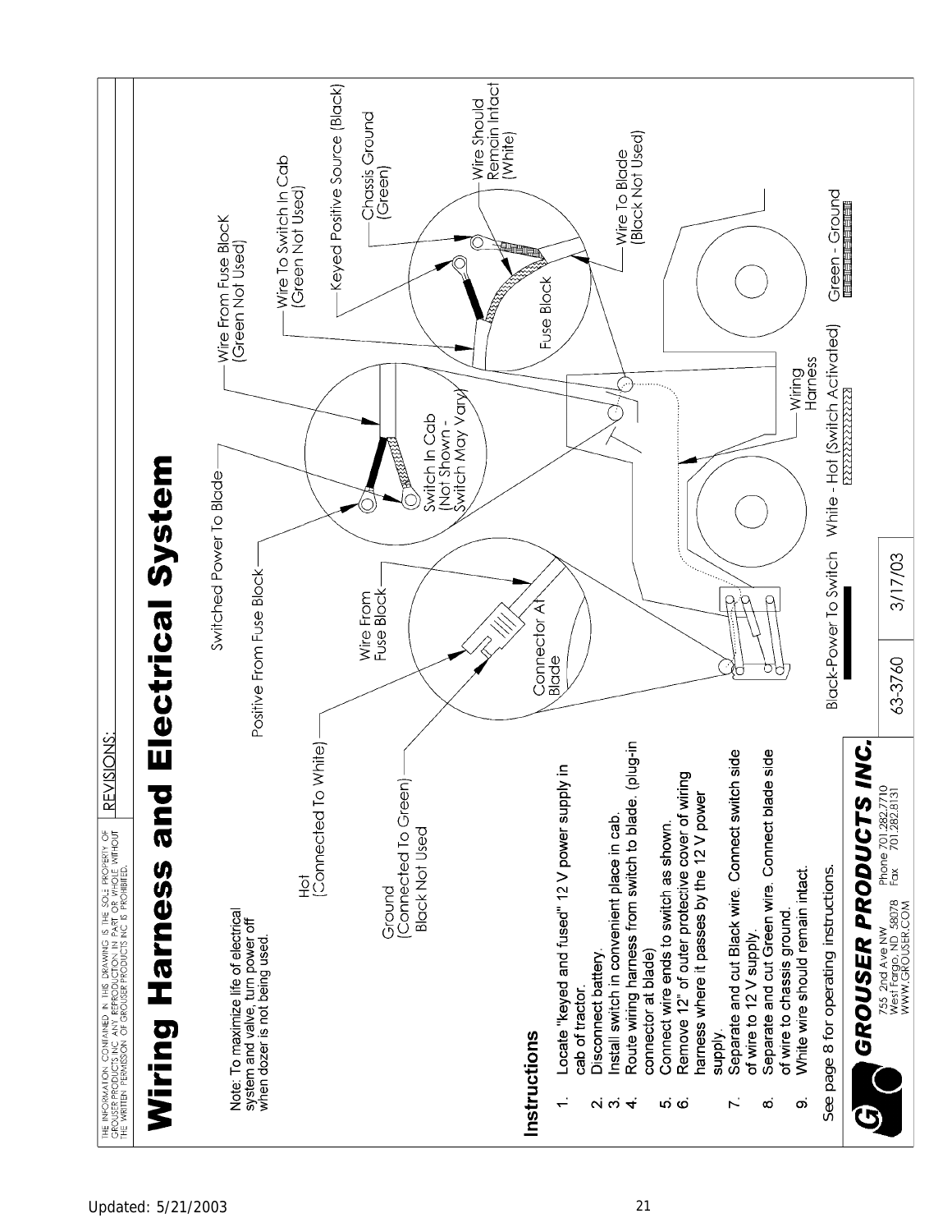THE INFORMATION CONTAINED IN THIS DRAWING IS THE SOLE PROPERTY OF GROUSER PRODUCTS INC. ANY REPRODUCTION IN PART OR WHOLE WITHOUT THE WRITTEN PERMISSION OF GROUSER PRODUCTS INC IS PROHIBITED.

REVISIONS:

# Wiring Harness and Electrical System

Note: To maximize life of electrical system and valve, turn power off when dozer is not being used.

Hot (Connected To White)

Ground (Connected To Green) Black Not Used

Positive From Fuse Block

Switched Power To Blade

Wire From Fuse Block

Connector At Blade

Switch In Cab (Not Shown - Switch May Vary)

Wire From Fuse Block (Green Not Used)

Wire To Switch In Cab (Green Not Used)

Keyed Positive Source (Black)

Chassis Ground (Green)

Wire Should Remain Intact (White)

Wire To Blade (Black Not Used)

Fuse Block

Wiring Harness

Black-Power To Switch

White - Hot (Switch Activated)

Green - Ground

## Instructions

1. Locate "keyed and fused" 12 V power supply in cab of tractor.
2. Disconnect battery.
3. Install switch in convenient place in cab.
4. Route wiring harness from switch to blade. (plug-in connector at blade)
5. Connect wire ends to switch as shown.
6. Remove 12" of outer protective cover of wiring harness where it passes by the 12 V power supply.
7. Separate and cut Black wire. Connect switch side of wire to 12 V supply.
8. Separate and cut Green wire. Connect blade side of wire to chassis ground.
9. White wire should remain intact.

See page 8 for operating instructions.

**GROUSER PRODUCTS INC.**
755 2nd Ave NW
West Fargo, ND 58078
WWW.GROUSER.COM
Phone 701.282.7710
Fax 701.282.8131

| 63-3760 | 3/17/03 |
|---|---|

Updated: 5/21/2003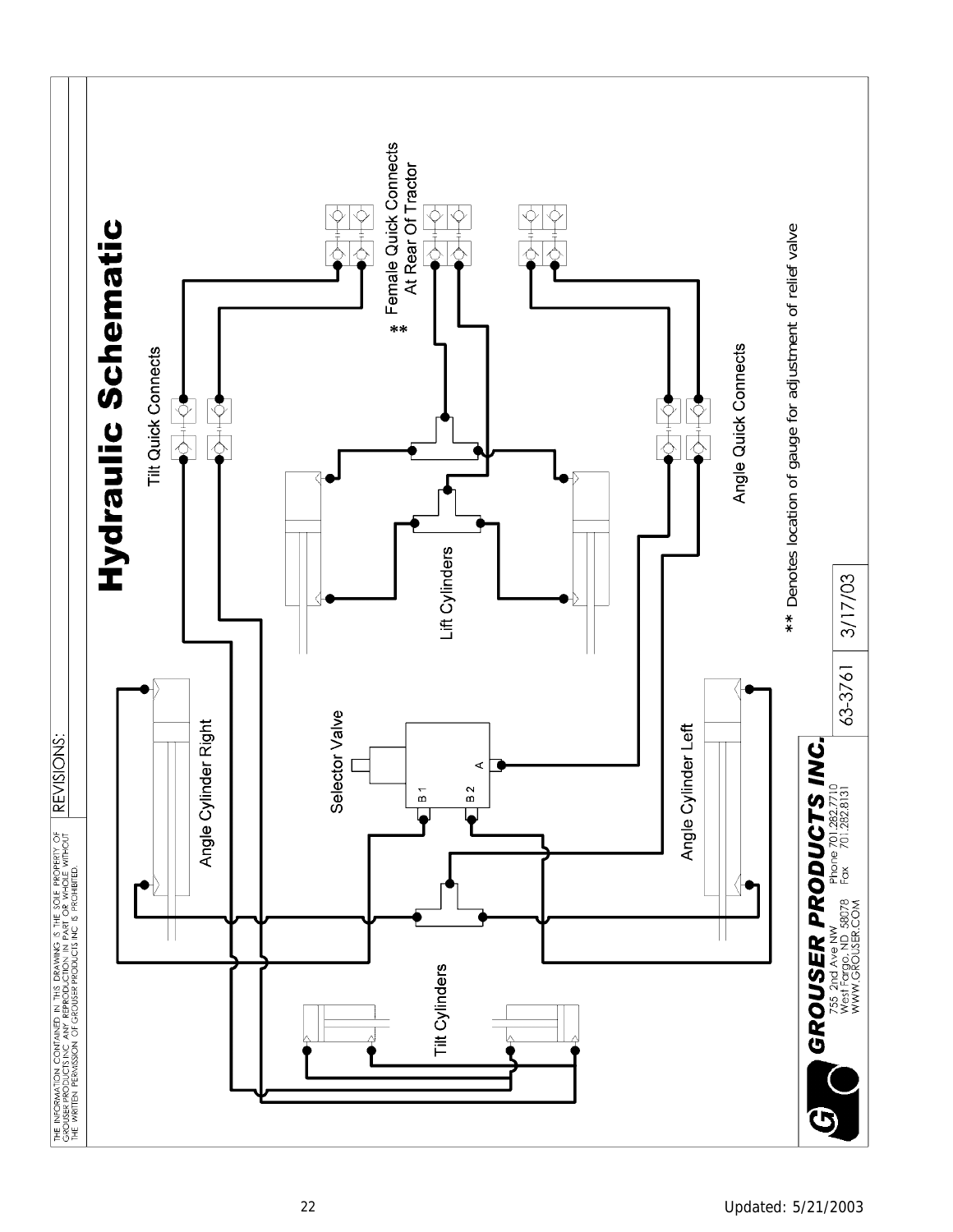THE INFORMATION CONTAINED IN THIS DRAWING IS THE SOLE PROPERTY OF GROUSER PRODUCTS INC. ANY REPRODUCTION IN PART OR WHOLE WITHOUT THE WRITTEN PERMISSION OF GROUSER PRODUCTS INC IS PROHIBITED.

REVISIONS:

# Hydraulic Schematic

Tilt Quick Connects

** Female Quick Connects At Rear Of Tractor

Lift Cylinders

Angle Quick Connects

Angle Cylinder Right

Selector Valve

B 1

B 2

A

Angle Cylinder Left

Tilt Cylinders

** Denotes location of gauge for adjustment of relief valve

**GROUSER PRODUCTS INC.**

755 2nd Ave NW
West Fargo, ND 58078
WWW.GROUSER.COM

Phone 701.282.7710
Fax 701.282.8131

63-3761 | 3/17/03

Updated: 5/21/2003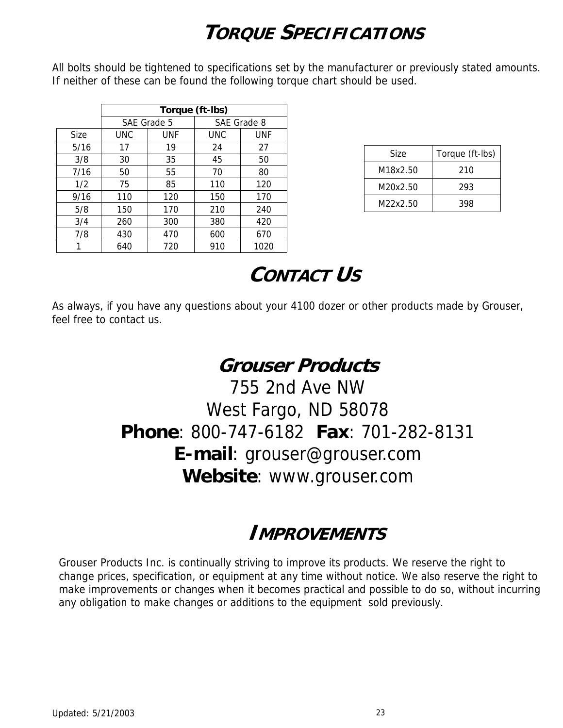# Torque Specifications

All bolts should be tightened to specifications set by the manufacturer or previously stated amounts. If neither of these can be found the following torque chart should be used.

| | Torque (ft-lbs) | | | |
|---|---|---|---|---|
| | SAE Grade 5 | | SAE Grade 8 | |
| Size | UNC | UNF | UNC | UNF |
| 5/16 | 17 | 19 | 24 | 27 |
| 3/8 | 30 | 35 | 45 | 50 |
| 7/16 | 50 | 55 | 70 | 80 |
| 1/2 | 75 | 85 | 110 | 120 |
| 9/16 | 110 | 120 | 150 | 170 |
| 5/8 | 150 | 170 | 210 | 240 |
| 3/4 | 260 | 300 | 380 | 420 |
| 7/8 | 430 | 470 | 600 | 670 |
| 1 | 640 | 720 | 910 | 1020 |

| Size | Torque (ft-lbs) |
|---|---|
| M18x2.50 | 210 |
| M20x2.50 | 293 |
| M22x2.50 | 398 |

# Contact Us

As always, if you have any questions about your 4100 dozer or other products made by Grouser, feel free to contact us.

**Grouser Products**
755 2nd Ave NW
West Fargo, ND 58078
**Phone**: 800-747-6182 **Fax**: 701-282-8131
**E-mail**: grouser@grouser.com
**Website**: www.grouser.com

# Improvements

Grouser Products Inc. is continually striving to improve its products. We reserve the right to change prices, specification, or equipment at any time without notice. We also reserve the right to make improvements or changes when it becomes practical and possible to do so, without incurring any obligation to make changes or additions to the equipment sold previously.

Updated: 5/21/2003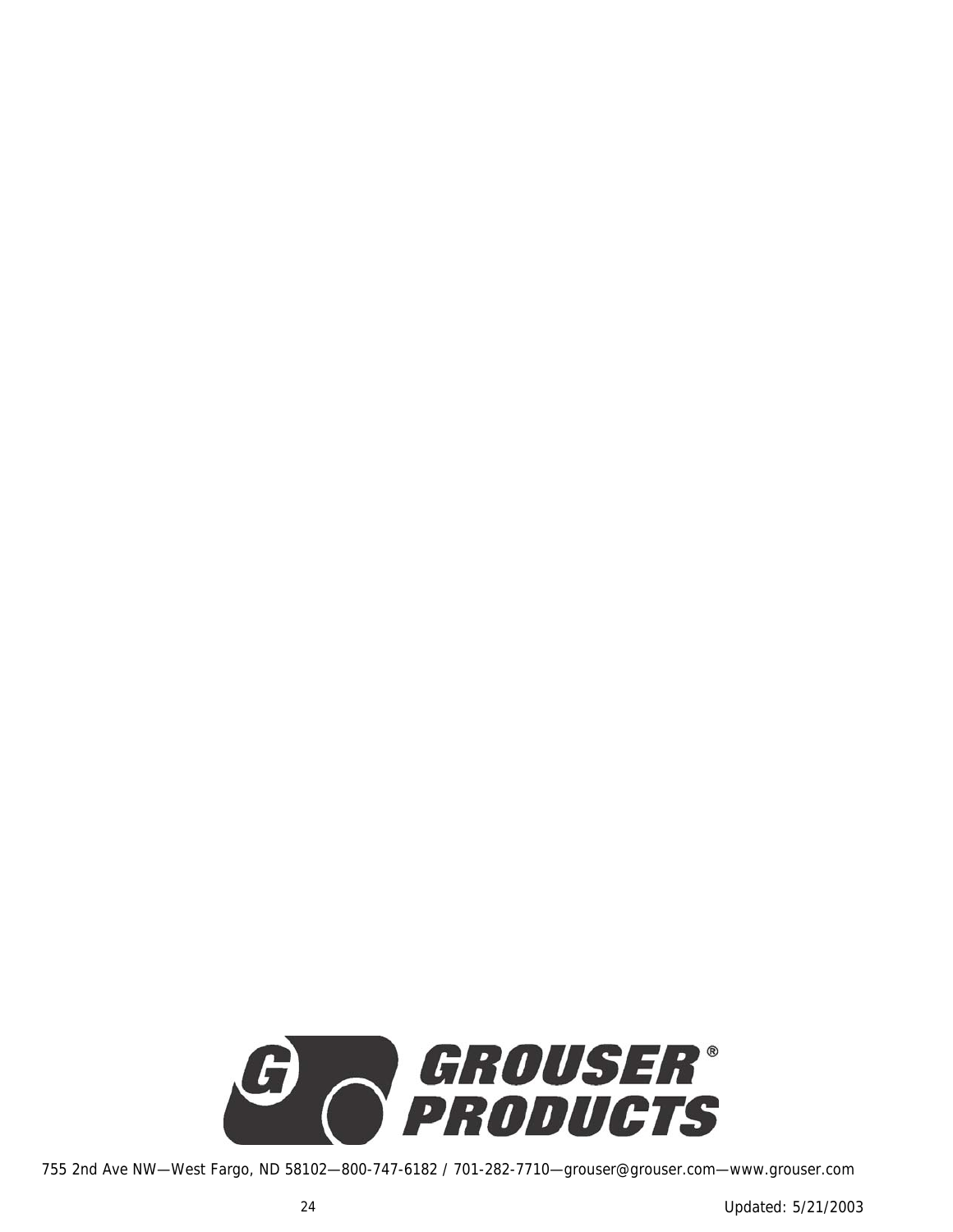GROUSER® PRODUCTS

755 2nd Ave NW—West Fargo, ND 58102—800-747-6182 / 701-282-7710—grouser@grouser.com—www.grouser.com

Updated: 5/21/2003